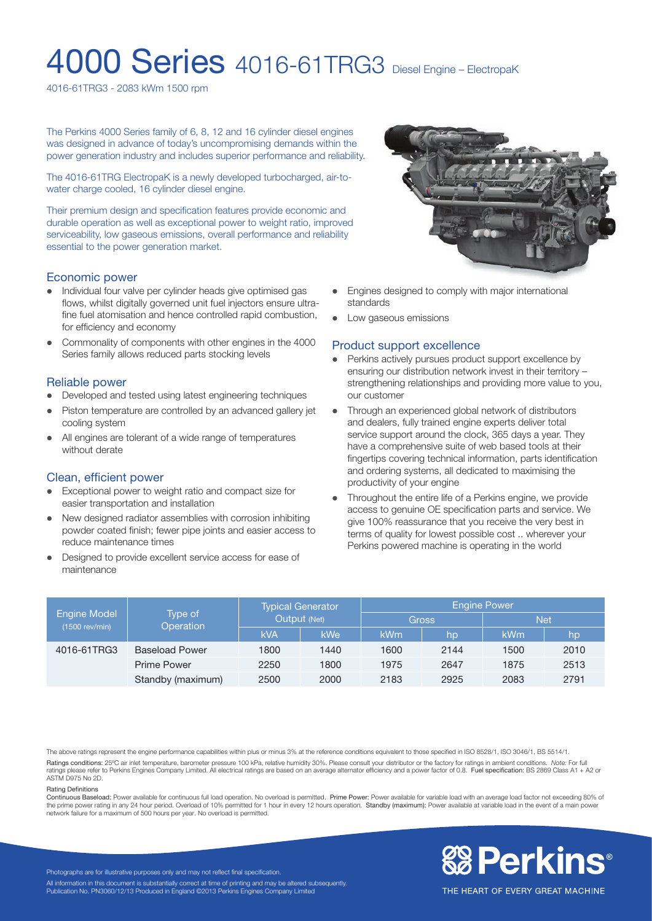# 4000 Series 4016-61TRG3 Diesel Engine – ElectropaK

4016-61TRG3 - 2083 kWm 1500 rpm

The Perkins 4000 Series family of 6, 8, 12 and 16 cylinder diesel engines was designed in advance of today's uncompromising demands within the power generation industry and includes superior performance and reliability.

The 4016-61TRG ElectropaK is a newly developed turbocharged, air-to-water charge cooled, 16 cylinder diesel engine.

Their premium design and specification features provide economic and durable operation as well as exceptional power to weight ratio, improved serviceability, low gaseous emissions, overall performance and reliability essential to the power generation market.

## Economic power

- Individual four valve per cylinder heads give optimised gas flows, whilst digitally governed unit fuel injectors ensure ultra-fine fuel atomisation and hence controlled rapid combustion, for efficiency and economy
- Commonality of components with other engines in the 4000 Series family allows reduced parts stocking levels

## Reliable power

- Developed and tested using latest engineering techniques
- Piston temperature are controlled by an advanced gallery jet cooling system
- All engines are tolerant of a wide range of temperatures without derate

## Clean, efficient power

- Exceptional power to weight ratio and compact size for easier transportation and installation
- New designed radiator assemblies with corrosion inhibiting powder coated finish; fewer pipe joints and easier access to reduce maintenance times
- Designed to provide excellent service access for ease of maintenance
- Engines designed to comply with major international standards
- Low gaseous emissions

## Product support excellence

- Perkins actively pursues product support excellence by ensuring our distribution network invest in their territory – strengthening relationships and providing more value to you, our customer
- Through an experienced global network of distributors and dealers, fully trained engine experts deliver total service support around the clock, 365 days a year. They have a comprehensive suite of web based tools at their fingertips covering technical information, parts identification and ordering systems, all dedicated to maximising the productivity of your engine
- Throughout the entire life of a Perkins engine, we provide access to genuine OE specification parts and service. We give 100% reassurance that you receive the very best in terms of quality for lowest possible cost .. wherever your Perkins powered machine is operating in the world

| Engine Model (1500 rev/min) | Type of Operation | Typical Generator Output (Net) | | Engine Power | | | |
|---|---|---|---|---|---|---|---|
| | | | | Gross | | Net | |
| | | kVA | kWe | kWm | hp | kWm | hp |
| 4016-61TRG3 | Baseload Power | 1800 | 1440 | 1600 | 2144 | 1500 | 2010 |
| | Prime Power | 2250 | 1800 | 1975 | 2647 | 1875 | 2513 |
| | Standby (maximum) | 2500 | 2000 | 2183 | 2925 | 2083 | 2791 |

The above ratings represent the engine performance capabilities within plus or minus 3% at the reference conditions equivalent to those specified in ISO 8528/1, ISO 3046/1, BS 5514/1.

**Ratings conditions:** 25ºC air inlet temperature, barometer pressure 100 kPa, relative humidity 30%. Please consult your distributor or the factory for ratings in ambient conditions. *Note:* For full ratings please refer to Perkins Engines Company Limited. All electrical ratings are based on an average alternator efficiency and a power factor of 0.8. **Fuel specification:** BS 2869 Class A1 + A2 or ASTM D975 No 2D.

**Rating Definitions**

**Continuous Baseload:** Power available for continuous full load operation. No overload is permitted. **Prime Power:** Power available for variable load with an average load factor not exceeding 80% of the prime power rating in any 24 hour period. Overload of 10% permitted for 1 hour in every 12 hours operation. **Standby (maximum):** Power available at variable load in the event of a main power network failure for a maximum of 500 hours per year. No overload is permitted.

Photographs are for illustrative purposes only and may not reflect final specification.

All information in this document is substantially correct at time of printing and may be altered subsequently.
Publication No. PN3060/12/13 Produced in England ©2013 Perkins Engines Company Limited

Perkins®

THE HEART OF EVERY GREAT MACHINE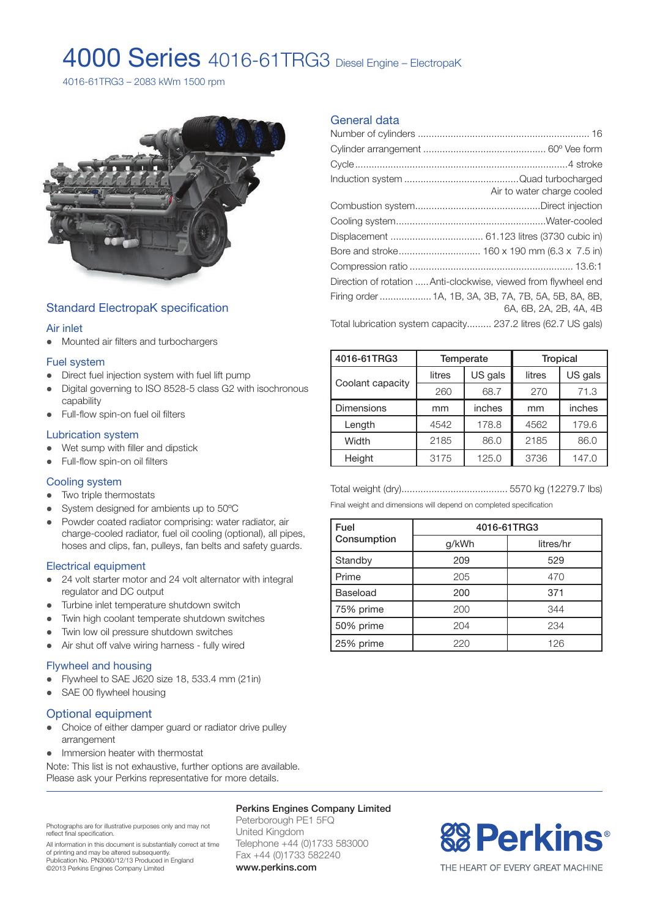# 4000 Series 4016-61TRG3 Diesel Engine – ElectropaK

4016-61TRG3 – 2083 kWm 1500 rpm

## Standard ElectropaK specification

### Air inlet

- Mounted air filters and turbochargers

### Fuel system

- Direct fuel injection system with fuel lift pump
- Digital governing to ISO 8528-5 class G2 with isochronous capability
- Full-flow spin-on fuel oil filters

### Lubrication system

- Wet sump with filler and dipstick
- Full-flow spin-on oil filters

### Cooling system

- Two triple thermostats
- System designed for ambients up to 50ºC
- Powder coated radiator comprising: water radiator, air charge-cooled radiator, fuel oil cooling (optional), all pipes, hoses and clips, fan, pulleys, fan belts and safety guards.

### Electrical equipment

- 24 volt starter motor and 24 volt alternator with integral regulator and DC output
- Turbine inlet temperature shutdown switch
- Twin high coolant temperate shutdown switches
- Twin low oil pressure shutdown switches
- Air shut off valve wiring harness - fully wired

### Flywheel and housing

- Flywheel to SAE J620 size 18, 533.4 mm (21in)
- SAE 00 flywheel housing

### Optional equipment

- Choice of either damper guard or radiator drive pulley arrangement
- Immersion heater with thermostat

Note: This list is not exhaustive, further options are available. Please ask your Perkins representative for more details.

## General data

Number of cylinders ........ 16
Cylinder arrangement ........ 60º Vee form
Cycle ........ 4 stroke
Induction system ........ Quad turbocharged
Air to water charge cooled
Combustion system ........ Direct injection
Cooling system ........ Water-cooled
Displacement ........ 61.123 litres (3730 cubic in)
Bore and stroke ........ 160 x 190 mm (6.3 x 7.5 in)
Compression ratio ........ 13.6:1
Direction of rotation ..... Anti-clockwise, viewed from flywheel end
Firing order ........ 1A, 1B, 3A, 3B, 7A, 7B, 5A, 5B, 8A, 8B, 6A, 6B, 2A, 2B, 4A, 4B
Total lubrication system capacity ........ 237.2 litres (62.7 US gals)

| 4016-61TRG3 | Temperate | | Tropical | |
|---|---|---|---|---|
| Coolant capacity | litres | US gals | litres | US gals |
| | 260 | 68.7 | 270 | 71.3 |
| Dimensions | mm | inches | mm | inches |
| Length | 4542 | 178.8 | 4562 | 179.6 |
| Width | 2185 | 86.0 | 2185 | 86.0 |
| Height | 3175 | 125.0 | 3736 | 147.0 |

Total weight (dry) ........ 5570 kg (12279.7 lbs)

Final weight and dimensions will depend on completed specification

| Fuel Consumption | 4016-61TRG3 | |
|---|---|---|
| | g/kWh | litres/hr |
| Standby | 209 | 529 |
| Prime | 205 | 470 |
| Baseload | 200 | 371 |
| 75% prime | 200 | 344 |
| 50% prime | 204 | 234 |
| 25% prime | 220 | 126 |

Photographs are for illustrative purposes only and may not reflect final specification.

All information in this document is substantially correct at time of printing and may be altered subsequently.
Publication No. PN3060/12/13 Produced in England
©2013 Perkins Engines Company Limited

**Perkins Engines Company Limited**
Peterborough PE1 5FQ
United Kingdom
Telephone +44 (0)1733 583000
Fax +44 (0)1733 582240
**www.perkins.com**

Perkins®
THE HEART OF EVERY GREAT MACHINE